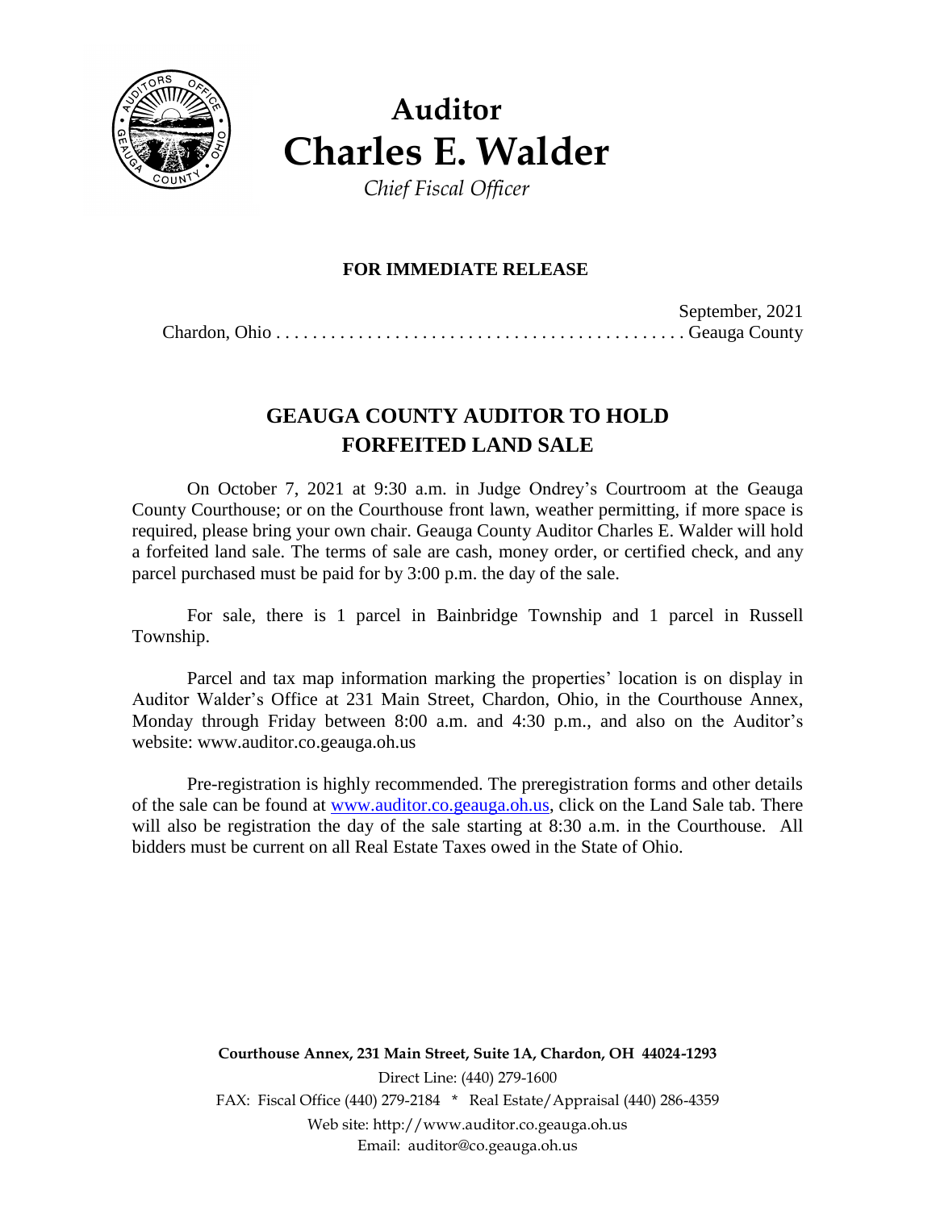# Auditor
# Charles E. Walder

*Chief Fiscal Officer*

**FOR IMMEDIATE RELEASE**

September, 2021

Chardon, Ohio . . . . . . . . . . . . . . . . . . . . . . . . . . . . . . . . . . . . . . . . . . . . . Geauga County

## GEAUGA COUNTY AUDITOR TO HOLD FORFEITED LAND SALE

On October 7, 2021 at 9:30 a.m. in Judge Ondrey's Courtroom at the Geauga County Courthouse; or on the Courthouse front lawn, weather permitting, if more space is required, please bring your own chair. Geauga County Auditor Charles E. Walder will hold a forfeited land sale. The terms of sale are cash, money order, or certified check, and any parcel purchased must be paid for by 3:00 p.m. the day of the sale.

For sale, there is 1 parcel in Bainbridge Township and 1 parcel in Russell Township.

Parcel and tax map information marking the properties' location is on display in Auditor Walder's Office at 231 Main Street, Chardon, Ohio, in the Courthouse Annex, Monday through Friday between 8:00 a.m. and 4:30 p.m., and also on the Auditor's website: www.auditor.co.geauga.oh.us

Pre-registration is highly recommended. The preregistration forms and other details of the sale can be found at [www.auditor.co.geauga.oh.us](http://www.auditor.co.geauga.oh.us), click on the Land Sale tab. There will also be registration the day of the sale starting at 8:30 a.m. in the Courthouse. All bidders must be current on all Real Estate Taxes owed in the State of Ohio.

**Courthouse Annex, 231 Main Street, Suite 1A, Chardon, OH 44024-1293**

Direct Line: (440) 279-1600

FAX: Fiscal Office (440) 279-2184 * Real Estate/Appraisal (440) 286-4359

Web site: http://www.auditor.co.geauga.oh.us

Email: auditor@co.geauga.oh.us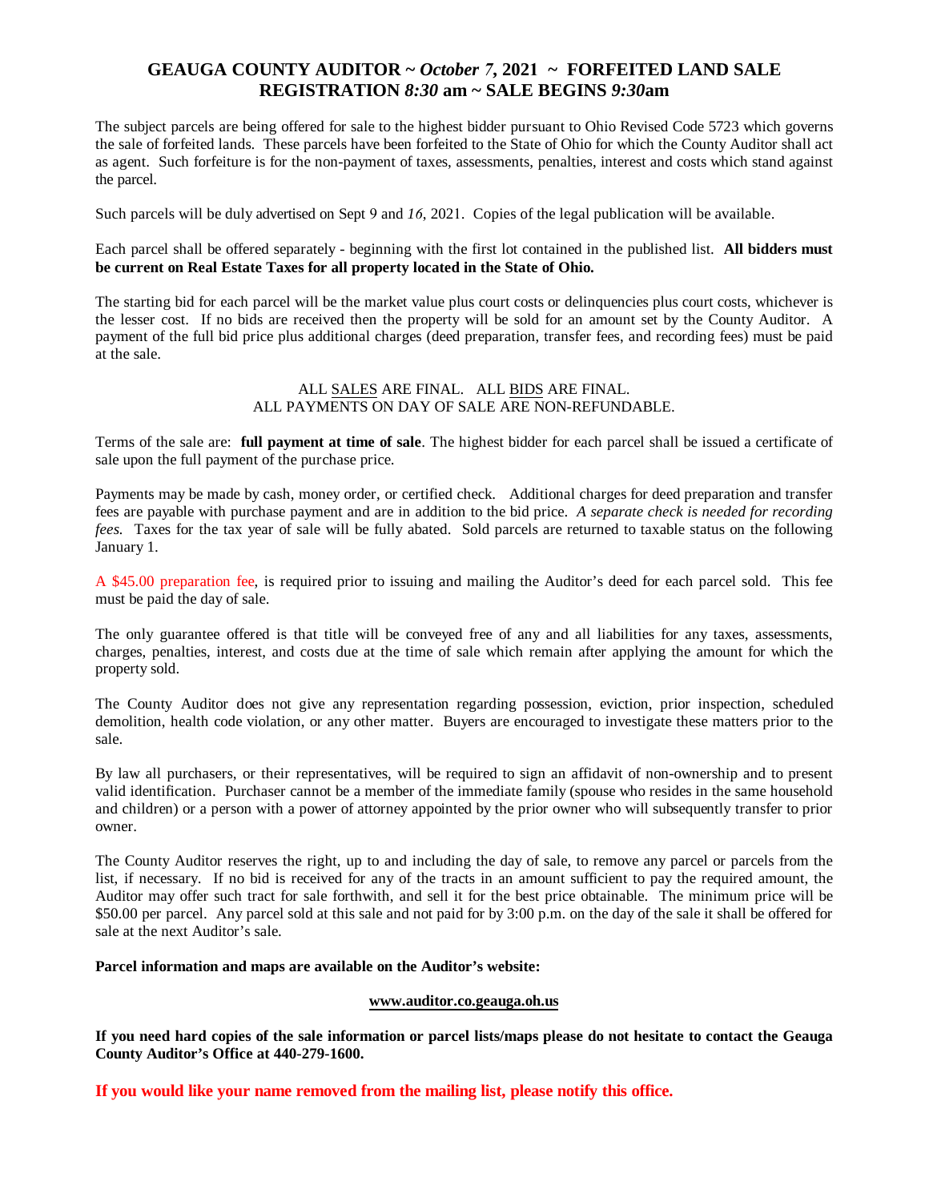# GEAUGA COUNTY AUDITOR ~ *October 7*, 2021 ~ FORFEITED LAND SALE REGISTRATION *8:30* am ~ SALE BEGINS *9:30*am

The subject parcels are being offered for sale to the highest bidder pursuant to Ohio Revised Code 5723 which governs the sale of forfeited lands. These parcels have been forfeited to the State of Ohio for which the County Auditor shall act as agent. Such forfeiture is for the non-payment of taxes, assessments, penalties, interest and costs which stand against the parcel.

Such parcels will be duly advertised on Sept 9 and *16*, 2021. Copies of the legal publication will be available.

Each parcel shall be offered separately - beginning with the first lot contained in the published list. **All bidders must be current on Real Estate Taxes for all property located in the State of Ohio.**

The starting bid for each parcel will be the market value plus court costs or delinquencies plus court costs, whichever is the lesser cost. If no bids are received then the property will be sold for an amount set by the County Auditor. A payment of the full bid price plus additional charges (deed preparation, transfer fees, and recording fees) must be paid at the sale.

ALL SALES ARE FINAL. ALL BIDS ARE FINAL.
ALL PAYMENTS ON DAY OF SALE ARE NON-REFUNDABLE.

Terms of the sale are: **full payment at time of sale**. The highest bidder for each parcel shall be issued a certificate of sale upon the full payment of the purchase price.

Payments may be made by cash, money order, or certified check. Additional charges for deed preparation and transfer fees are payable with purchase payment and are in addition to the bid price. *A separate check is needed for recording fees.* Taxes for the tax year of sale will be fully abated. Sold parcels are returned to taxable status on the following January 1.

A $45.00 preparation fee, is required prior to issuing and mailing the Auditor's deed for each parcel sold. This fee must be paid the day of sale.

The only guarantee offered is that title will be conveyed free of any and all liabilities for any taxes, assessments, charges, penalties, interest, and costs due at the time of sale which remain after applying the amount for which the property sold.

The County Auditor does not give any representation regarding possession, eviction, prior inspection, scheduled demolition, health code violation, or any other matter. Buyers are encouraged to investigate these matters prior to the sale.

By law all purchasers, or their representatives, will be required to sign an affidavit of non-ownership and to present valid identification. Purchaser cannot be a member of the immediate family (spouse who resides in the same household and children) or a person with a power of attorney appointed by the prior owner who will subsequently transfer to prior owner.

The County Auditor reserves the right, up to and including the day of sale, to remove any parcel or parcels from the list, if necessary. If no bid is received for any of the tracts in an amount sufficient to pay the required amount, the Auditor may offer such tract for sale forthwith, and sell it for the best price obtainable. The minimum price will be $50.00 per parcel. Any parcel sold at this sale and not paid for by 3:00 p.m. on the day of the sale it shall be offered for sale at the next Auditor's sale.

**Parcel information and maps are available on the Auditor's website:**

**www.auditor.co.geauga.oh.us**

**If you need hard copies of the sale information or parcel lists/maps please do not hesitate to contact the Geauga County Auditor's Office at 440-279-1600.**

**If you would like your name removed from the mailing list, please notify this office.**